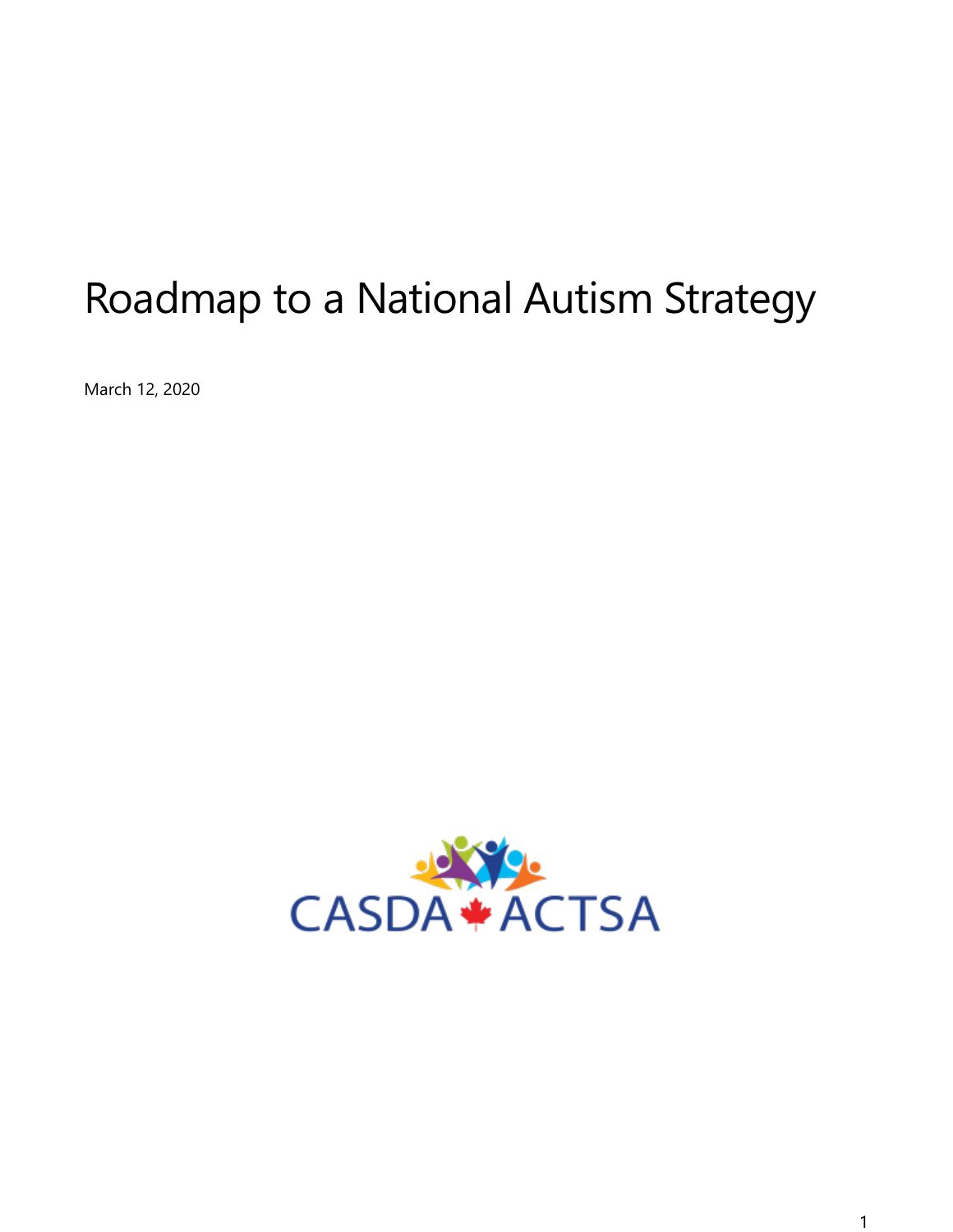# Roadmap to a National Autism Strategy

March 12, 2020

CASDA ACTSA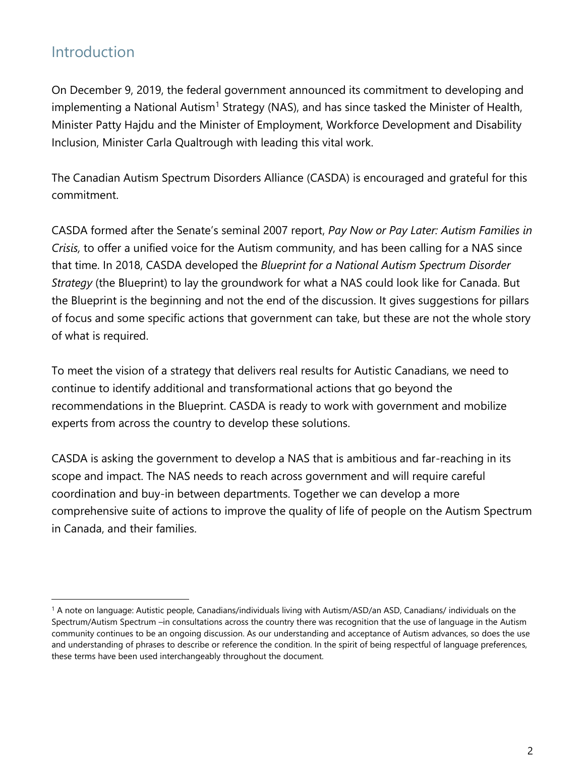## Introduction

On December 9, 2019, the federal government announced its commitment to developing and implementing a National Autism[1] Strategy (NAS), and has since tasked the Minister of Health, Minister Patty Hajdu and the Minister of Employment, Workforce Development and Disability Inclusion, Minister Carla Qualtrough with leading this vital work.

The Canadian Autism Spectrum Disorders Alliance (CASDA) is encouraged and grateful for this commitment.

CASDA formed after the Senate's seminal 2007 report, *Pay Now or Pay Later: Autism Families in Crisis,* to offer a unified voice for the Autism community, and has been calling for a NAS since that time. In 2018, CASDA developed the *Blueprint for a National Autism Spectrum Disorder Strategy* (the Blueprint) to lay the groundwork for what a NAS could look like for Canada. But the Blueprint is the beginning and not the end of the discussion. It gives suggestions for pillars of focus and some specific actions that government can take, but these are not the whole story of what is required.

To meet the vision of a strategy that delivers real results for Autistic Canadians, we need to continue to identify additional and transformational actions that go beyond the recommendations in the Blueprint. CASDA is ready to work with government and mobilize experts from across the country to develop these solutions.

CASDA is asking the government to develop a NAS that is ambitious and far-reaching in its scope and impact. The NAS needs to reach across government and will require careful coordination and buy-in between departments. Together we can develop a more comprehensive suite of actions to improve the quality of life of people on the Autism Spectrum in Canada, and their families.

---

[1] A note on language: Autistic people, Canadians/individuals living with Autism/ASD/an ASD, Canadians/ individuals on the Spectrum/Autism Spectrum –in consultations across the country there was recognition that the use of language in the Autism community continues to be an ongoing discussion. As our understanding and acceptance of Autism advances, so does the use and understanding of phrases to describe or reference the condition. In the spirit of being respectful of language preferences, these terms have been used interchangeably throughout the document.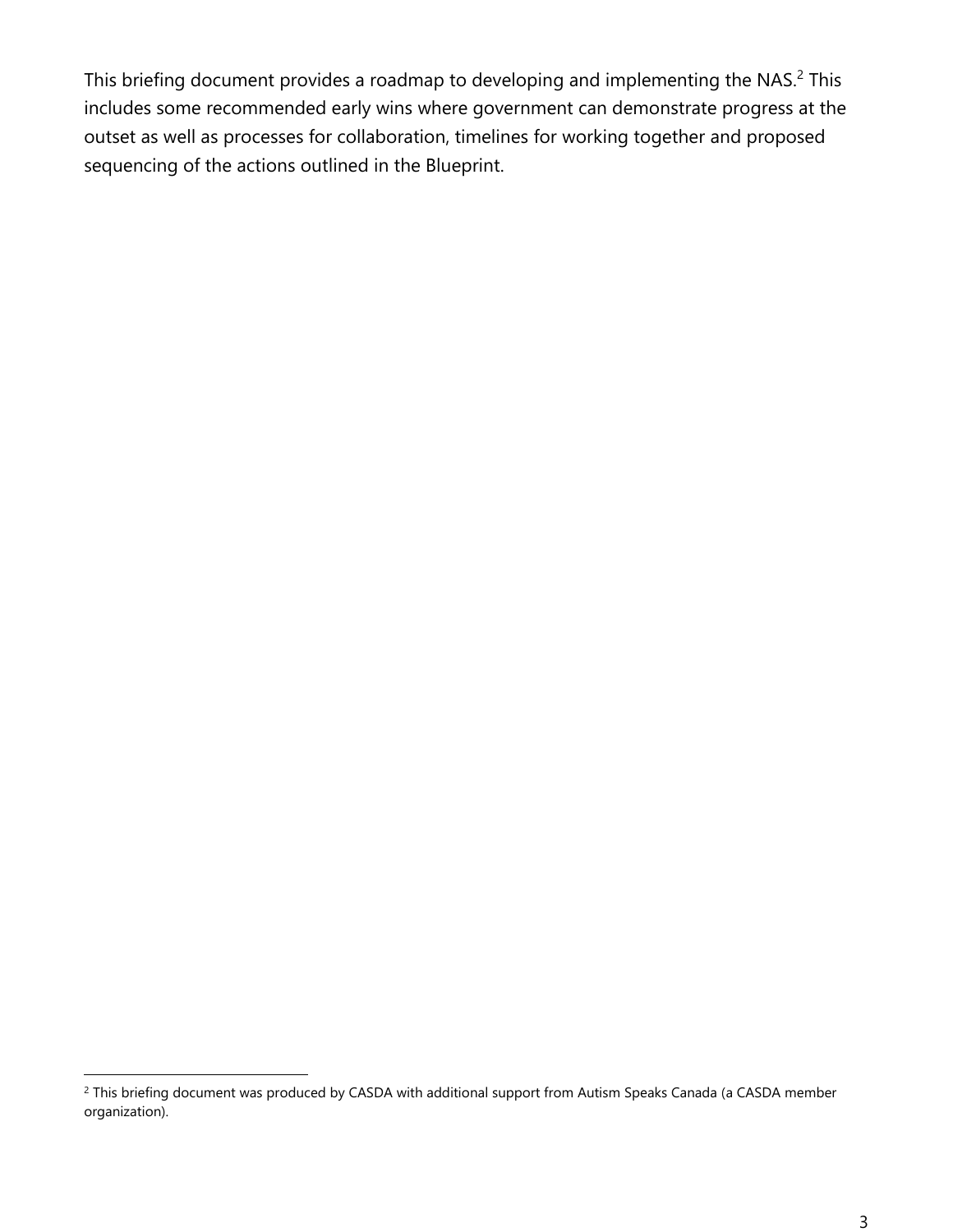This briefing document provides a roadmap to developing and implementing the NAS.[2] This includes some recommended early wins where government can demonstrate progress at the outset as well as processes for collaboration, timelines for working together and proposed sequencing of the actions outlined in the Blueprint.

---

[2] This briefing document was produced by CASDA with additional support from Autism Speaks Canada (a CASDA member organization).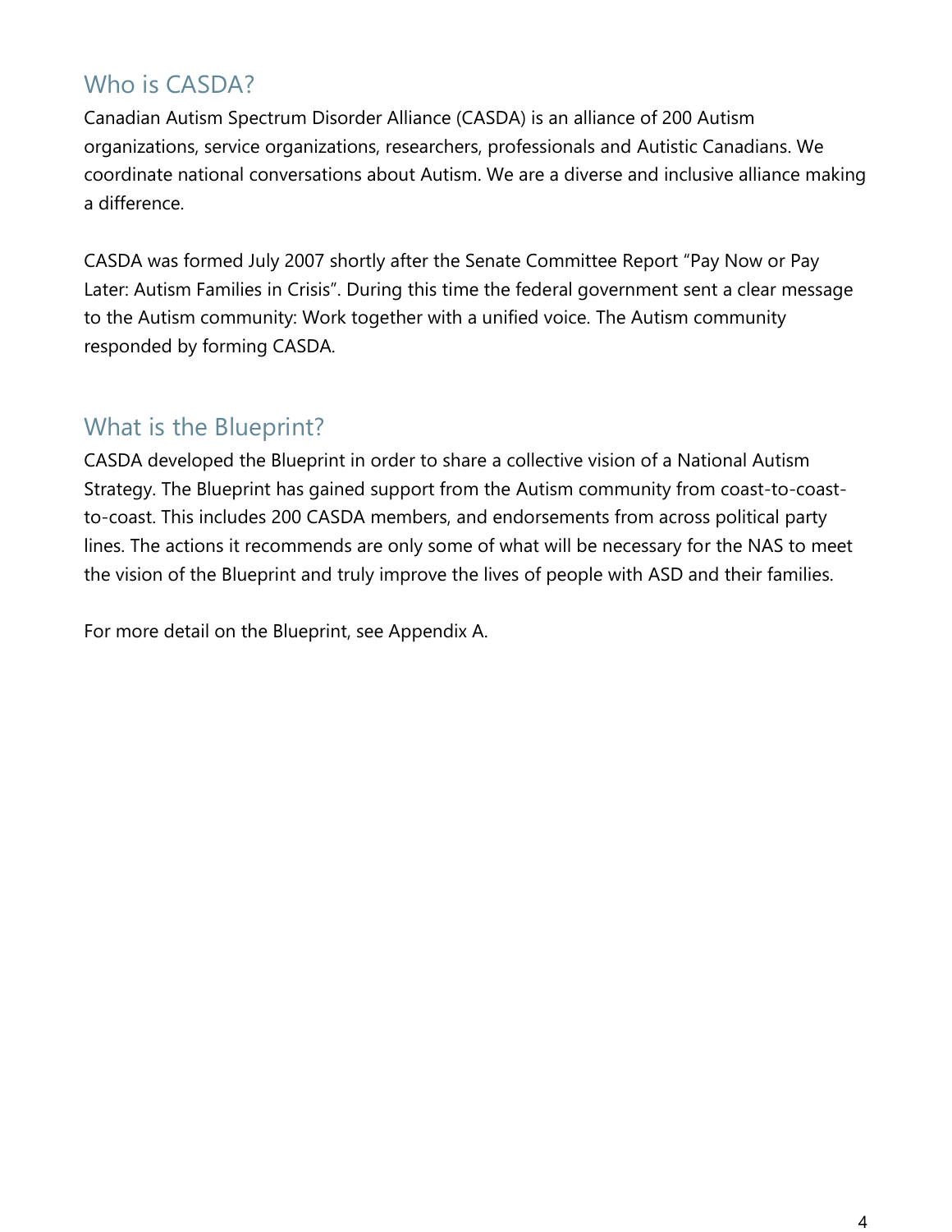## Who is CASDA?

Canadian Autism Spectrum Disorder Alliance (CASDA) is an alliance of 200 Autism organizations, service organizations, researchers, professionals and Autistic Canadians. We coordinate national conversations about Autism. We are a diverse and inclusive alliance making a difference.

CASDA was formed July 2007 shortly after the Senate Committee Report "Pay Now or Pay Later: Autism Families in Crisis". During this time the federal government sent a clear message to the Autism community: Work together with a unified voice. The Autism community responded by forming CASDA.

## What is the Blueprint?

CASDA developed the Blueprint in order to share a collective vision of a National Autism Strategy. The Blueprint has gained support from the Autism community from coast-to-coast-to-coast. This includes 200 CASDA members, and endorsements from across political party lines. The actions it recommends are only some of what will be necessary for the NAS to meet the vision of the Blueprint and truly improve the lives of people with ASD and their families.

For more detail on the Blueprint, see Appendix A.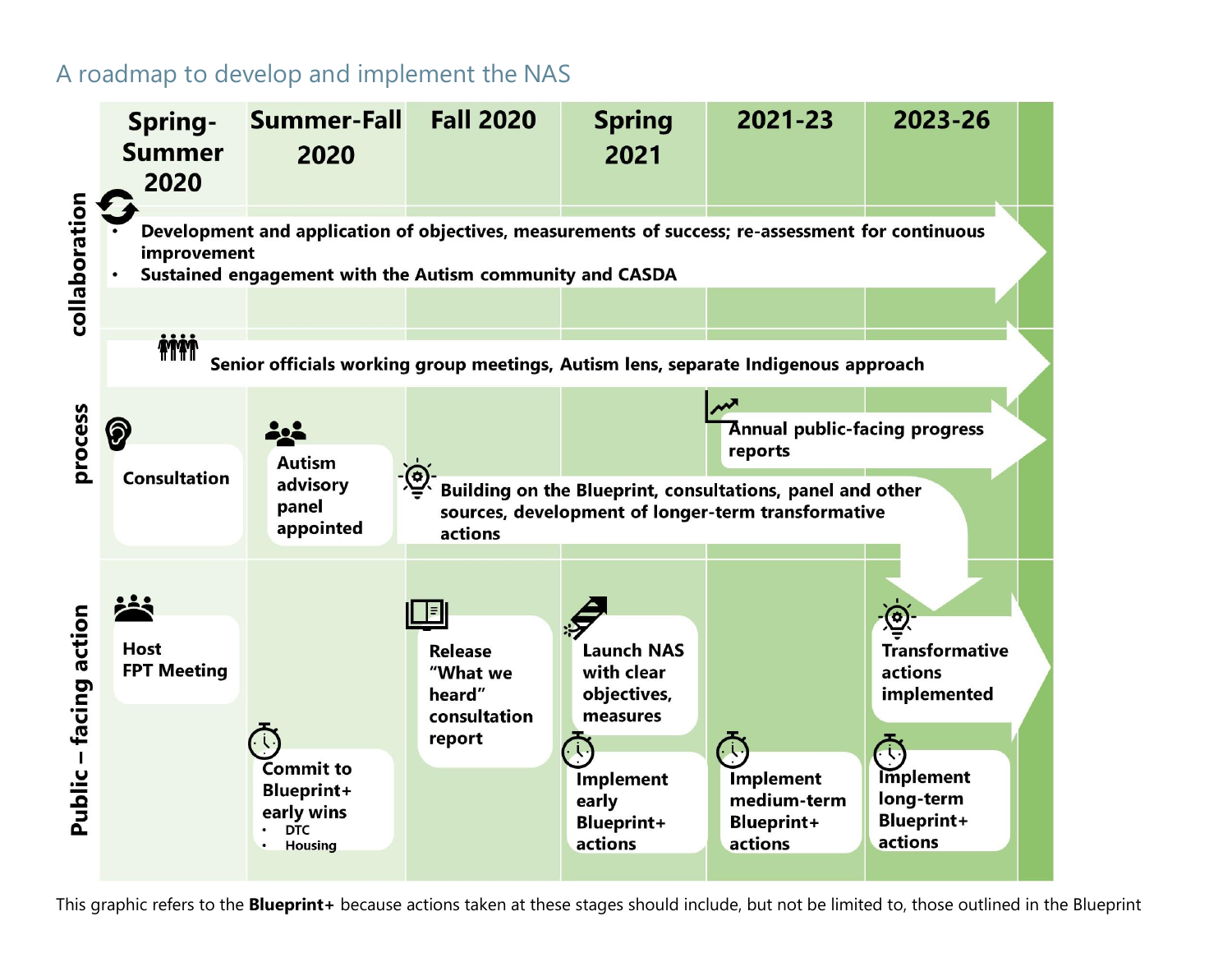## A roadmap to develop and implement the NAS

| | Spring-Summer 2020 | Summer-Fall 2020 | Fall 2020 | Spring 2021 | 2021-23 | 2023-26 |
|---|---|---|---|---|---|---|
| **collaboration** | • Development and application of objectives, measurements of success; re-assessment for continuous improvement<br>• Sustained engagement with the Autism community and CASDA | | | | | |
| **process** | Senior officials working group meetings, Autism lens, separate Indigenous approach | | | | | |
| | Consultation | Autism advisory panel appointed | Building on the Blueprint, consultations, panel and other sources, development of longer-term transformative actions | | Annual public-facing progress reports | |
| **Public – facing action** | Host FPT Meeting | Commit to Blueprint+ early wins<br>• DTC<br>• Housing | Release "What we heard" consultation report | Launch NAS with clear objectives, measures<br><br>Implement early Blueprint+ actions | Implement medium-term Blueprint+ actions | Transformative actions implemented<br><br>Implement long-term Blueprint+ actions |

This graphic refers to the **Blueprint+** because actions taken at these stages should include, but not be limited to, those outlined in the Blueprint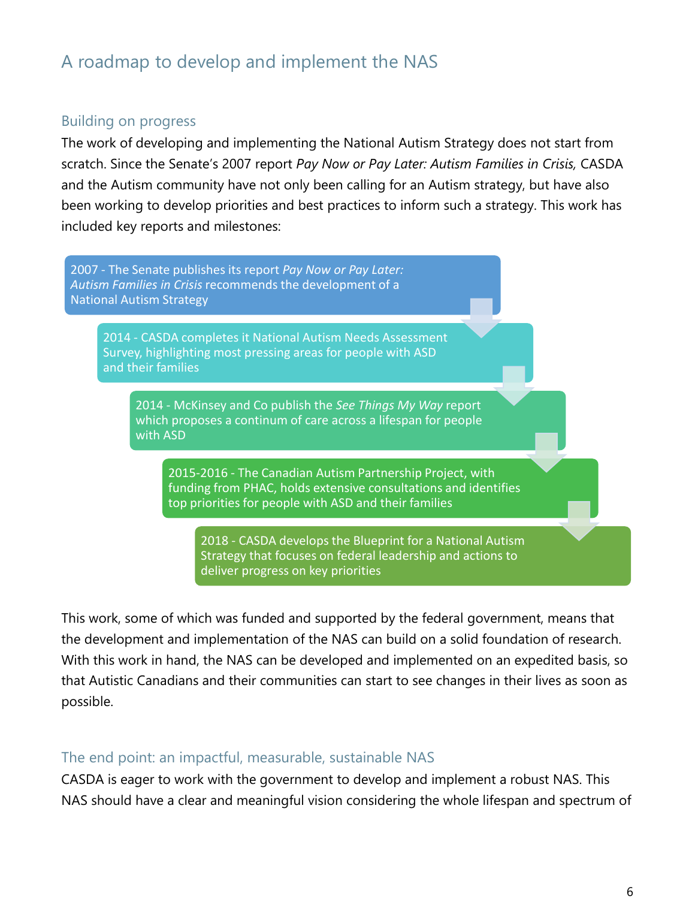## A roadmap to develop and implement the NAS

### Building on progress

The work of developing and implementing the National Autism Strategy does not start from scratch. Since the Senate's 2007 report *Pay Now or Pay Later: Autism Families in Crisis,* CASDA and the Autism community have not only been calling for an Autism strategy, but have also been working to develop priorities and best practices to inform such a strategy. This work has included key reports and milestones:

- 2007 - The Senate publishes its report *Pay Now or Pay Later: Autism Families in Crisis* recommends the development of a National Autism Strategy
- 2014 - CASDA completes it National Autism Needs Assessment Survey, highlighting most pressing areas for people with ASD and their families
- 2014 - McKinsey and Co publish the *See Things My Way* report which proposes a continum of care across a lifespan for people with ASD
- 2015-2016 - The Canadian Autism Partnership Project, with funding from PHAC, holds extensive consultations and identifies top priorities for people with ASD and their families
- 2018 - CASDA develops the Blueprint for a National Autism Strategy that focuses on federal leadership and actions to deliver progress on key priorities

This work, some of which was funded and supported by the federal government, means that the development and implementation of the NAS can build on a solid foundation of research. With this work in hand, the NAS can be developed and implemented on an expedited basis, so that Autistic Canadians and their communities can start to see changes in their lives as soon as possible.

### The end point: an impactful, measurable, sustainable NAS

CASDA is eager to work with the government to develop and implement a robust NAS. This NAS should have a clear and meaningful vision considering the whole lifespan and spectrum of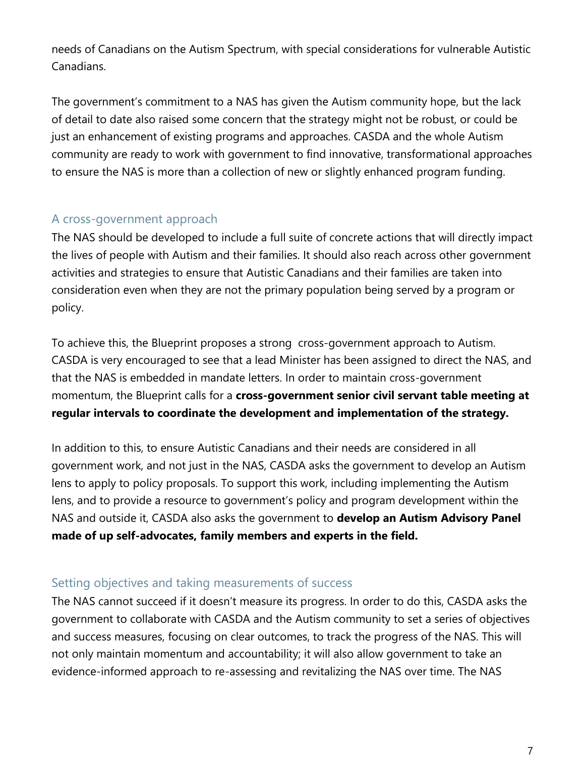needs of Canadians on the Autism Spectrum, with special considerations for vulnerable Autistic Canadians.

The government's commitment to a NAS has given the Autism community hope, but the lack of detail to date also raised some concern that the strategy might not be robust, or could be just an enhancement of existing programs and approaches. CASDA and the whole Autism community are ready to work with government to find innovative, transformational approaches to ensure the NAS is more than a collection of new or slightly enhanced program funding.

## A cross-government approach

The NAS should be developed to include a full suite of concrete actions that will directly impact the lives of people with Autism and their families. It should also reach across other government activities and strategies to ensure that Autistic Canadians and their families are taken into consideration even when they are not the primary population being served by a program or policy.

To achieve this, the Blueprint proposes a strong cross-government approach to Autism. CASDA is very encouraged to see that a lead Minister has been assigned to direct the NAS, and that the NAS is embedded in mandate letters. In order to maintain cross-government momentum, the Blueprint calls for a **cross-government senior civil servant table meeting at regular intervals to coordinate the development and implementation of the strategy.**

In addition to this, to ensure Autistic Canadians and their needs are considered in all government work, and not just in the NAS, CASDA asks the government to develop an Autism lens to apply to policy proposals. To support this work, including implementing the Autism lens, and to provide a resource to government's policy and program development within the NAS and outside it, CASDA also asks the government to **develop an Autism Advisory Panel made of up self-advocates, family members and experts in the field.**

## Setting objectives and taking measurements of success

The NAS cannot succeed if it doesn't measure its progress. In order to do this, CASDA asks the government to collaborate with CASDA and the Autism community to set a series of objectives and success measures, focusing on clear outcomes, to track the progress of the NAS. This will not only maintain momentum and accountability; it will also allow government to take an evidence-informed approach to re-assessing and revitalizing the NAS over time. The NAS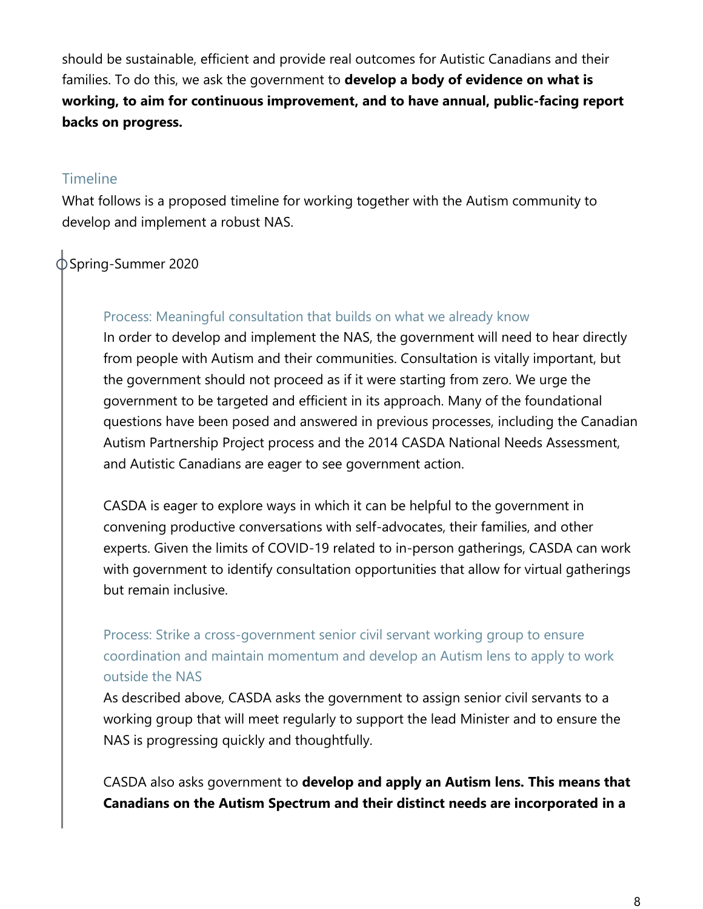should be sustainable, efficient and provide real outcomes for Autistic Canadians and their families. To do this, we ask the government to **develop a body of evidence on what is working, to aim for continuous improvement, and to have annual, public-facing report backs on progress.**

## Timeline

What follows is a proposed timeline for working together with the Autism community to develop and implement a robust NAS.

### Spring-Summer 2020

#### Process: Meaningful consultation that builds on what we already know

In order to develop and implement the NAS, the government will need to hear directly from people with Autism and their communities. Consultation is vitally important, but the government should not proceed as if it were starting from zero. We urge the government to be targeted and efficient in its approach. Many of the foundational questions have been posed and answered in previous processes, including the Canadian Autism Partnership Project process and the 2014 CASDA National Needs Assessment, and Autistic Canadians are eager to see government action.

CASDA is eager to explore ways in which it can be helpful to the government in convening productive conversations with self-advocates, their families, and other experts. Given the limits of COVID-19 related to in-person gatherings, CASDA can work with government to identify consultation opportunities that allow for virtual gatherings but remain inclusive.

#### Process: Strike a cross-government senior civil servant working group to ensure coordination and maintain momentum and develop an Autism lens to apply to work outside the NAS

As described above, CASDA asks the government to assign senior civil servants to a working group that will meet regularly to support the lead Minister and to ensure the NAS is progressing quickly and thoughtfully.

CASDA also asks government to **develop and apply an Autism lens. This means that Canadians on the Autism Spectrum and their distinct needs are incorporated in a**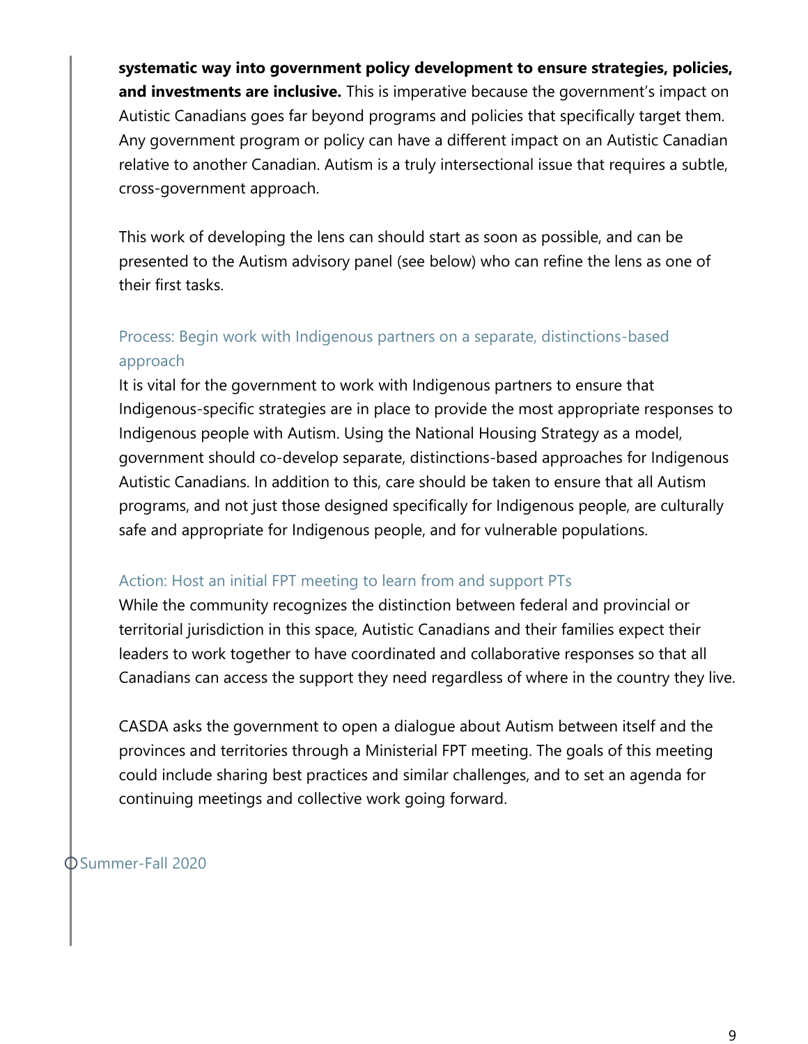**systematic way into government policy development to ensure strategies, policies, and investments are inclusive.** This is imperative because the government's impact on Autistic Canadians goes far beyond programs and policies that specifically target them. Any government program or policy can have a different impact on an Autistic Canadian relative to another Canadian. Autism is a truly intersectional issue that requires a subtle, cross-government approach.

This work of developing the lens can should start as soon as possible, and can be presented to the Autism advisory panel (see below) who can refine the lens as one of their first tasks.

### Process: Begin work with Indigenous partners on a separate, distinctions-based approach

It is vital for the government to work with Indigenous partners to ensure that Indigenous-specific strategies are in place to provide the most appropriate responses to Indigenous people with Autism. Using the National Housing Strategy as a model, government should co-develop separate, distinctions-based approaches for Indigenous Autistic Canadians. In addition to this, care should be taken to ensure that all Autism programs, and not just those designed specifically for Indigenous people, are culturally safe and appropriate for Indigenous people, and for vulnerable populations.

### Action: Host an initial FPT meeting to learn from and support PTs

While the community recognizes the distinction between federal and provincial or territorial jurisdiction in this space, Autistic Canadians and their families expect their leaders to work together to have coordinated and collaborative responses so that all Canadians can access the support they need regardless of where in the country they live.

CASDA asks the government to open a dialogue about Autism between itself and the provinces and territories through a Ministerial FPT meeting. The goals of this meeting could include sharing best practices and similar challenges, and to set an agenda for continuing meetings and collective work going forward.

## Summer-Fall 2020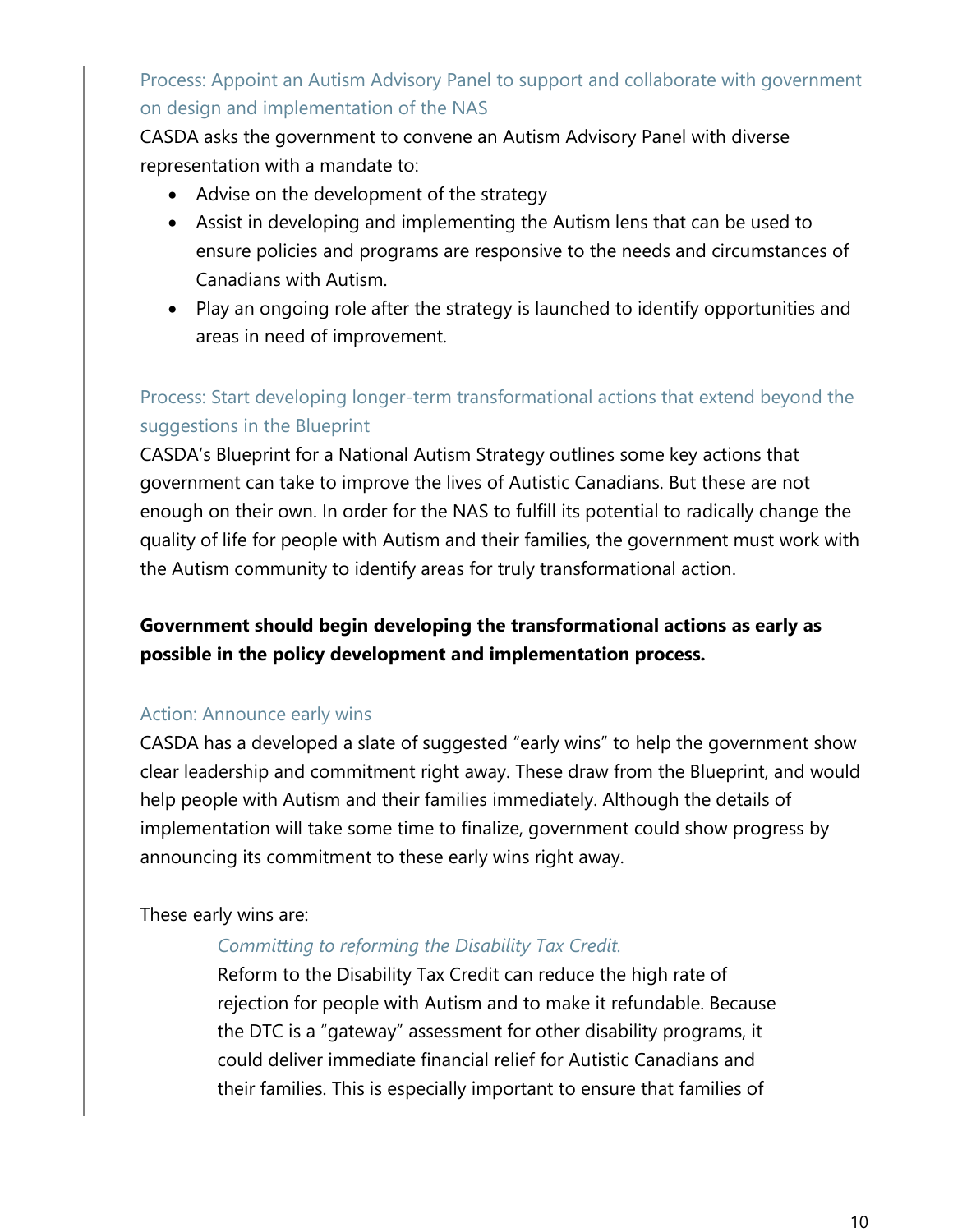### Process: Appoint an Autism Advisory Panel to support and collaborate with government on design and implementation of the NAS

CASDA asks the government to convene an Autism Advisory Panel with diverse representation with a mandate to:

- Advise on the development of the strategy
- Assist in developing and implementing the Autism lens that can be used to ensure policies and programs are responsive to the needs and circumstances of Canadians with Autism.
- Play an ongoing role after the strategy is launched to identify opportunities and areas in need of improvement.

### Process: Start developing longer-term transformational actions that extend beyond the suggestions in the Blueprint

CASDA's Blueprint for a National Autism Strategy outlines some key actions that government can take to improve the lives of Autistic Canadians. But these are not enough on their own. In order for the NAS to fulfill its potential to radically change the quality of life for people with Autism and their families, the government must work with the Autism community to identify areas for truly transformational action.

**Government should begin developing the transformational actions as early as possible in the policy development and implementation process.**

### Action: Announce early wins

CASDA has a developed a slate of suggested "early wins" to help the government show clear leadership and commitment right away. These draw from the Blueprint, and would help people with Autism and their families immediately. Although the details of implementation will take some time to finalize, government could show progress by announcing its commitment to these early wins right away.

These early wins are:

*Committing to reforming the Disability Tax Credit.*

Reform to the Disability Tax Credit can reduce the high rate of rejection for people with Autism and to make it refundable. Because the DTC is a "gateway" assessment for other disability programs, it could deliver immediate financial relief for Autistic Canadians and their families. This is especially important to ensure that families of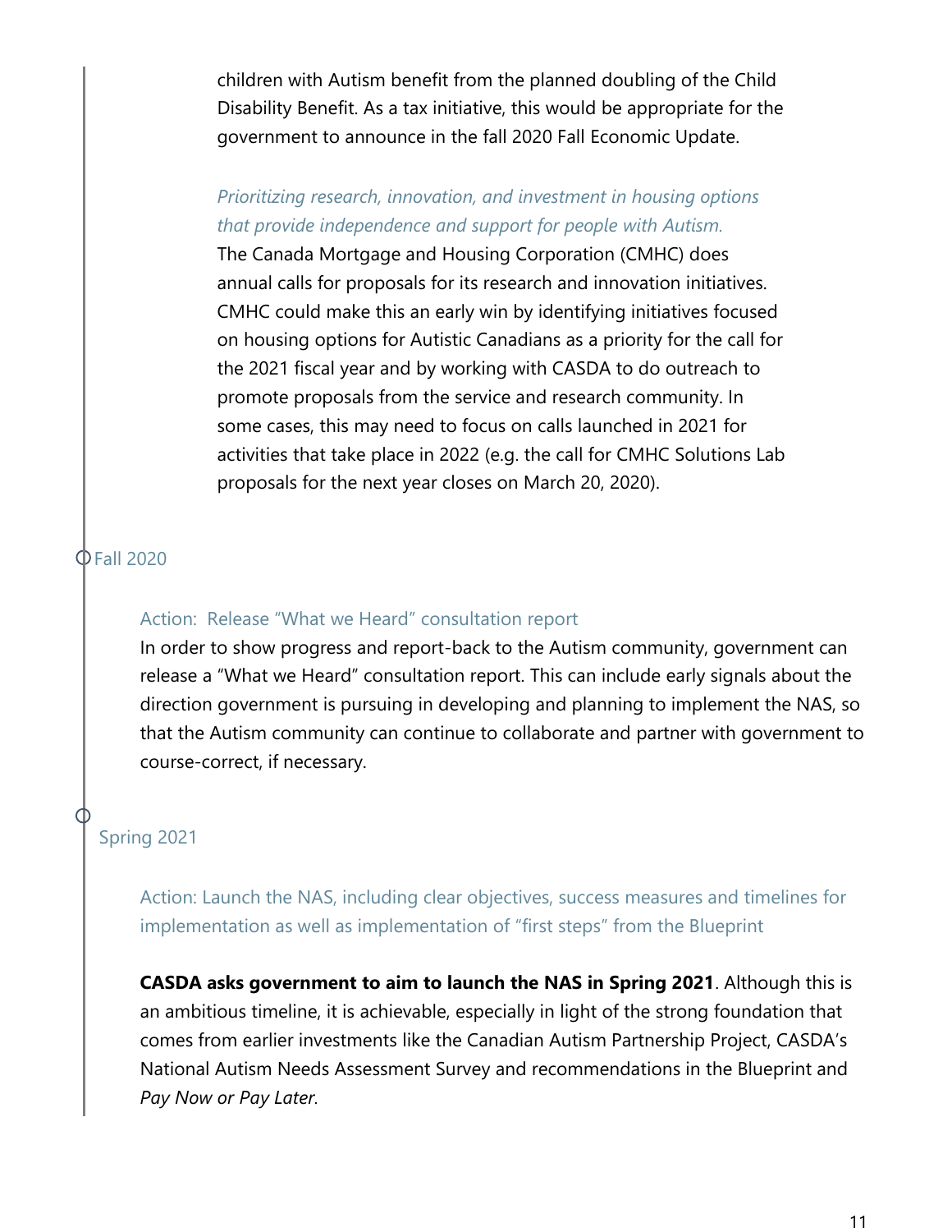children with Autism benefit from the planned doubling of the Child Disability Benefit. As a tax initiative, this would be appropriate for the government to announce in the fall 2020 Fall Economic Update.

*Prioritizing research, innovation, and investment in housing options that provide independence and support for people with Autism.*
The Canada Mortgage and Housing Corporation (CMHC) does annual calls for proposals for its research and innovation initiatives. CMHC could make this an early win by identifying initiatives focused on housing options for Autistic Canadians as a priority for the call for the 2021 fiscal year and by working with CASDA to do outreach to promote proposals from the service and research community. In some cases, this may need to focus on calls launched in 2021 for activities that take place in 2022 (e.g. the call for CMHC Solutions Lab proposals for the next year closes on March 20, 2020).

### Fall 2020

#### Action: Release "What we Heard" consultation report

In order to show progress and report-back to the Autism community, government can release a "What we Heard" consultation report. This can include early signals about the direction government is pursuing in developing and planning to implement the NAS, so that the Autism community can continue to collaborate and partner with government to course-correct, if necessary.

### Spring 2021

#### Action: Launch the NAS, including clear objectives, success measures and timelines for implementation as well as implementation of "first steps" from the Blueprint

**CASDA asks government to aim to launch the NAS in Spring 2021**. Although this is an ambitious timeline, it is achievable, especially in light of the strong foundation that comes from earlier investments like the Canadian Autism Partnership Project, CASDA's National Autism Needs Assessment Survey and recommendations in the Blueprint and *Pay Now or Pay Later.*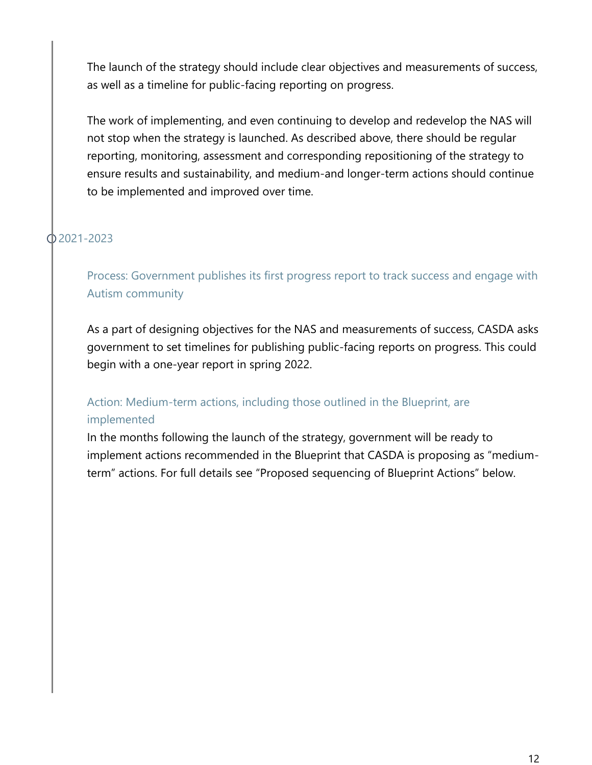The launch of the strategy should include clear objectives and measurements of success, as well as a timeline for public-facing reporting on progress.

The work of implementing, and even continuing to develop and redevelop the NAS will not stop when the strategy is launched. As described above, there should be regular reporting, monitoring, assessment and corresponding repositioning of the strategy to ensure results and sustainability, and medium-and longer-term actions should continue to be implemented and improved over time.

### 2021-2023

#### Process: Government publishes its first progress report to track success and engage with Autism community

As a part of designing objectives for the NAS and measurements of success, CASDA asks government to set timelines for publishing public-facing reports on progress. This could begin with a one-year report in spring 2022.

#### Action: Medium-term actions, including those outlined in the Blueprint, are implemented

In the months following the launch of the strategy, government will be ready to implement actions recommended in the Blueprint that CASDA is proposing as "medium-term" actions. For full details see "Proposed sequencing of Blueprint Actions" below.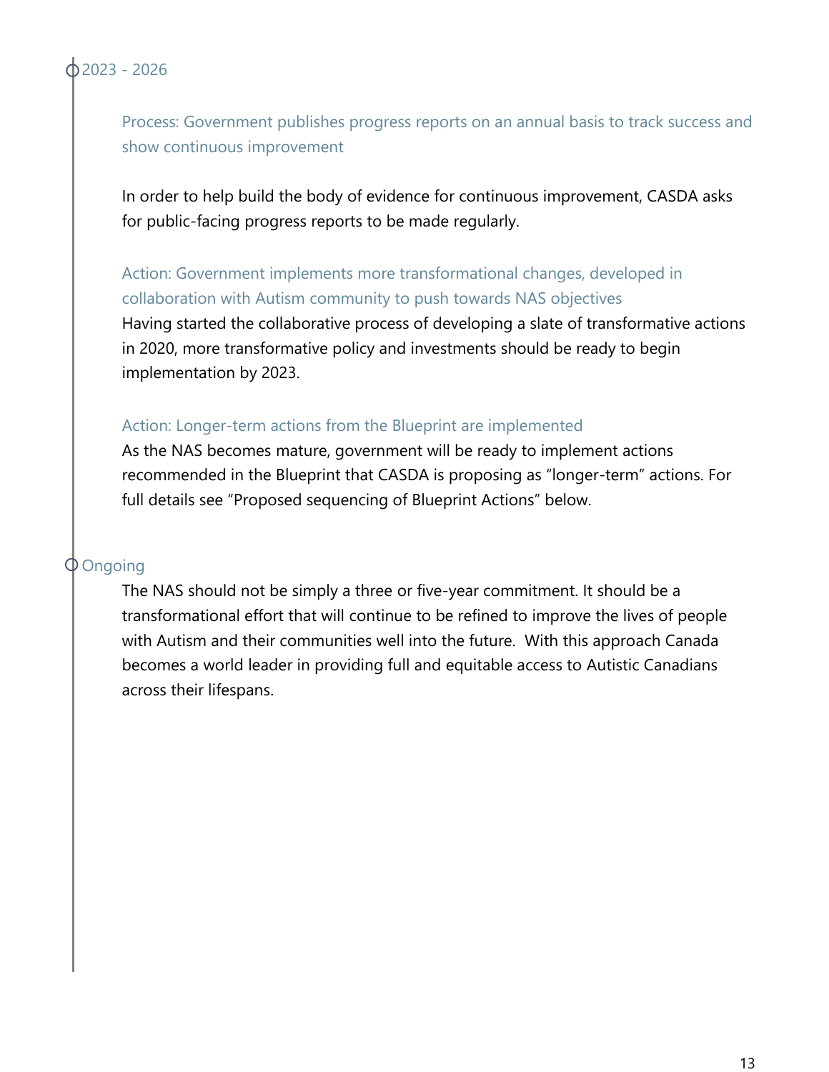## 2023 - 2026

### Process: Government publishes progress reports on an annual basis to track success and show continuous improvement

In order to help build the body of evidence for continuous improvement, CASDA asks for public-facing progress reports to be made regularly.

### Action: Government implements more transformational changes, developed in collaboration with Autism community to push towards NAS objectives

Having started the collaborative process of developing a slate of transformative actions in 2020, more transformative policy and investments should be ready to begin implementation by 2023.

### Action: Longer-term actions from the Blueprint are implemented

As the NAS becomes mature, government will be ready to implement actions recommended in the Blueprint that CASDA is proposing as “longer-term” actions. For full details see “Proposed sequencing of Blueprint Actions” below.

## Ongoing

The NAS should not be simply a three or five-year commitment. It should be a transformational effort that will continue to be refined to improve the lives of people with Autism and their communities well into the future. With this approach Canada becomes a world leader in providing full and equitable access to Autistic Canadians across their lifespans.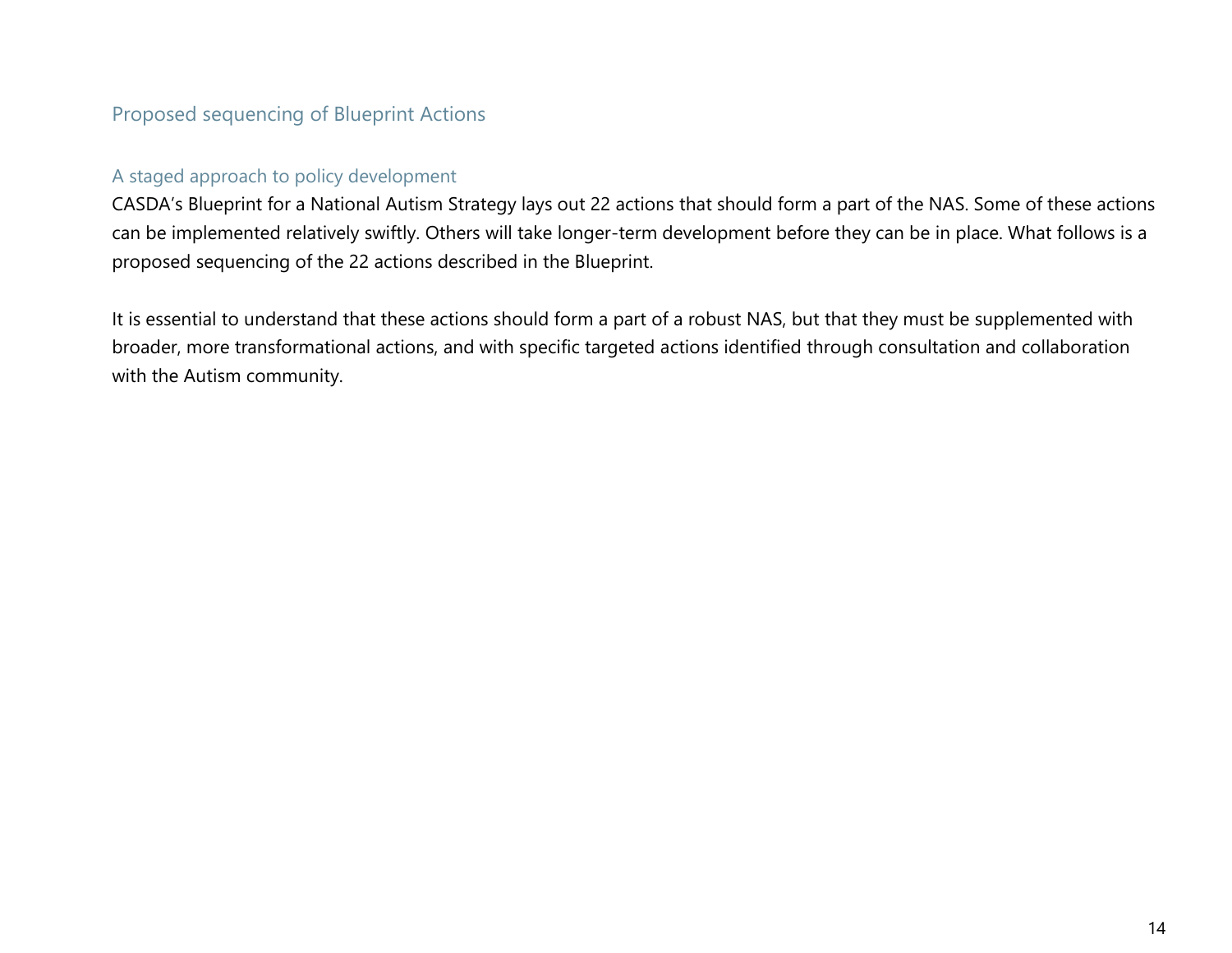## Proposed sequencing of Blueprint Actions

### A staged approach to policy development

CASDA's Blueprint for a National Autism Strategy lays out 22 actions that should form a part of the NAS. Some of these actions can be implemented relatively swiftly. Others will take longer-term development before they can be in place. What follows is a proposed sequencing of the 22 actions described in the Blueprint.

It is essential to understand that these actions should form a part of a robust NAS, but that they must be supplemented with broader, more transformational actions, and with specific targeted actions identified through consultation and collaboration with the Autism community.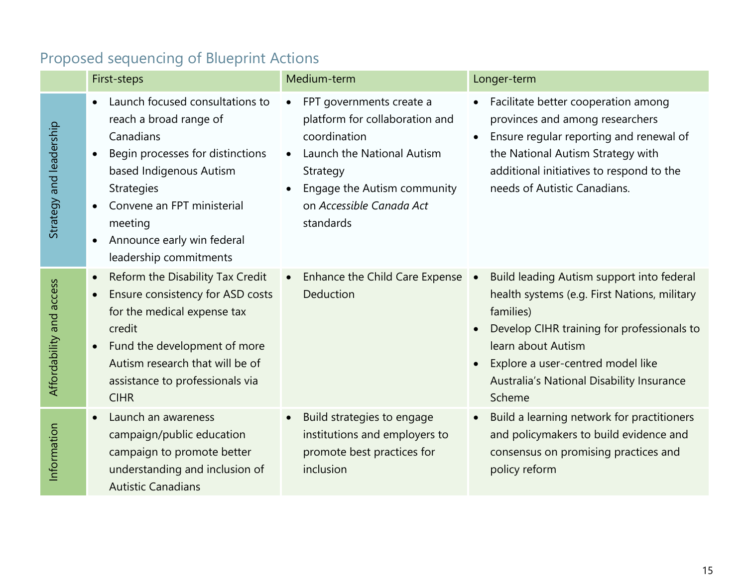## Proposed sequencing of Blueprint Actions

| | First-steps | Medium-term | Longer-term |
|---|---|---|---|
| Strategy and leadership | • Launch focused consultations to reach a broad range of Canadians<br>• Begin processes for distinctions based Indigenous Autism Strategies<br>• Convene an FPT ministerial meeting<br>• Announce early win federal leadership commitments | • FPT governments create a platform for collaboration and coordination<br>• Launch the National Autism Strategy<br>• Engage the Autism community on *Accessible Canada Act* standards | • Facilitate better cooperation among provinces and among researchers<br>• Ensure regular reporting and renewal of the National Autism Strategy with additional initiatives to respond to the needs of Autistic Canadians. |
| Affordability and access | • Reform the Disability Tax Credit<br>• Ensure consistency for ASD costs for the medical expense tax credit<br>• Fund the development of more Autism research that will be of assistance to professionals via CIHR | • Enhance the Child Care Expense Deduction | • Build leading Autism support into federal health systems (e.g. First Nations, military families)<br>• Develop CIHR training for professionals to learn about Autism<br>• Explore a user-centred model like Australia's National Disability Insurance Scheme |
| Information | • Launch an awareness campaign/public education campaign to promote better understanding and inclusion of Autistic Canadians | • Build strategies to engage institutions and employers to promote best practices for inclusion | • Build a learning network for practitioners and policymakers to build evidence and consensus on promising practices and policy reform |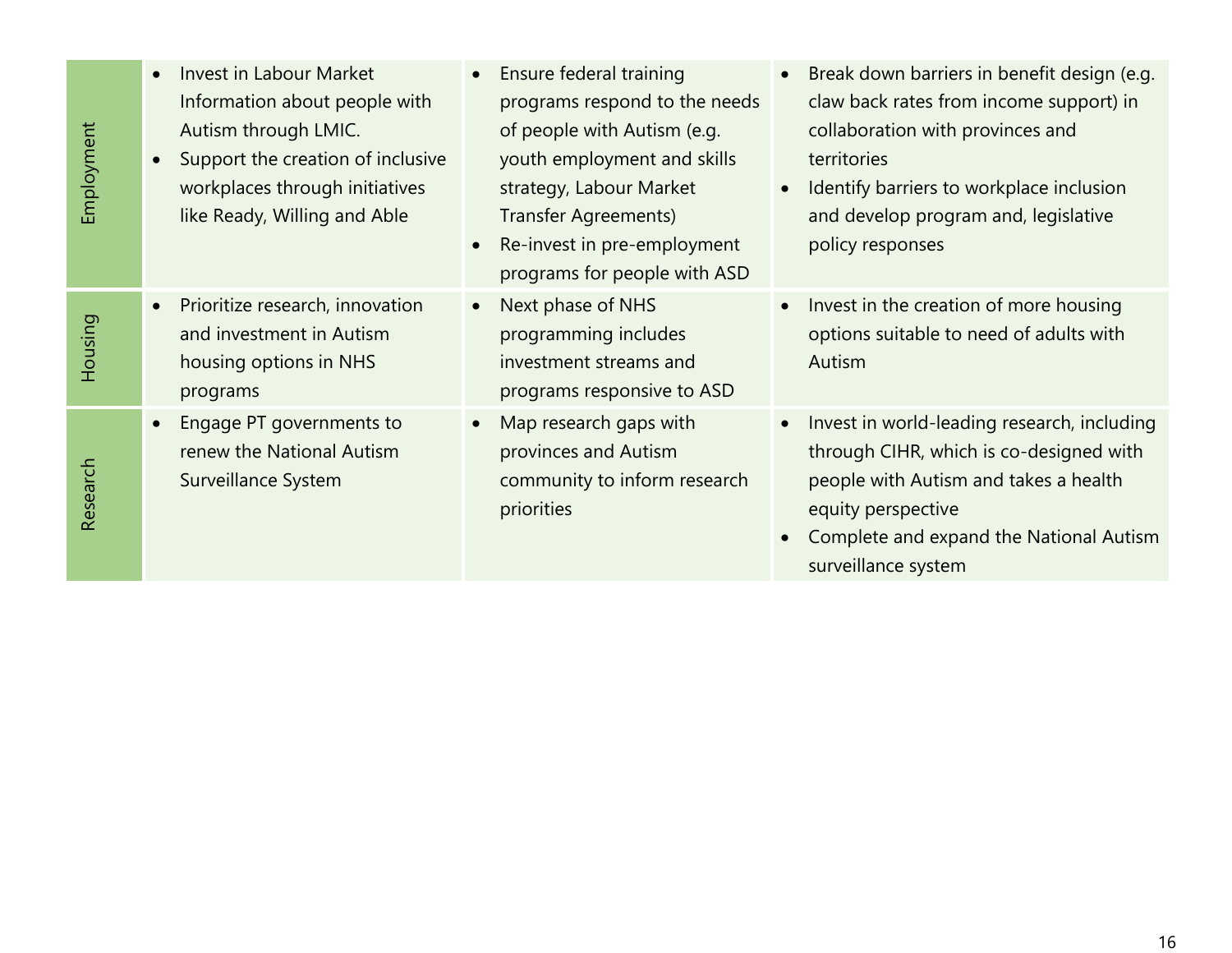| | | | |
|---|---|---|---|
| Employment | • Invest in Labour Market Information about people with Autism through LMIC.<br>• Support the creation of inclusive workplaces through initiatives like Ready, Willing and Able | • Ensure federal training programs respond to the needs of people with Autism (e.g. youth employment and skills strategy, Labour Market Transfer Agreements)<br>• Re-invest in pre-employment programs for people with ASD | • Break down barriers in benefit design (e.g. claw back rates from income support) in collaboration with provinces and territories<br>• Identify barriers to workplace inclusion and develop program and, legislative policy responses |
| Housing | • Prioritize research, innovation and investment in Autism housing options in NHS programs | • Next phase of NHS programming includes investment streams and programs responsive to ASD | • Invest in the creation of more housing options suitable to need of adults with Autism |
| Research | • Engage PT governments to renew the National Autism Surveillance System | • Map research gaps with provinces and Autism community to inform research priorities | • Invest in world-leading research, including through CIHR, which is co-designed with people with Autism and takes a health equity perspective<br>• Complete and expand the National Autism surveillance system |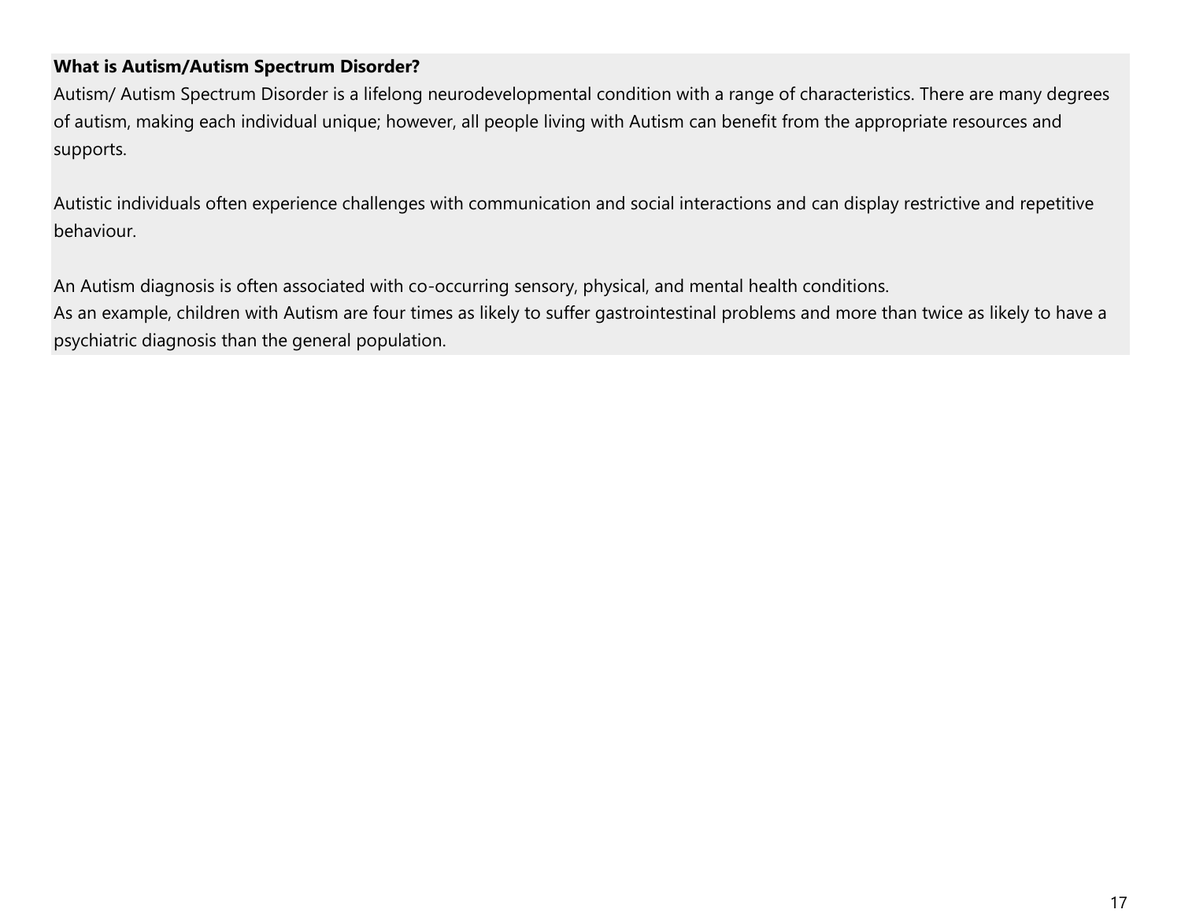**What is Autism/Autism Spectrum Disorder?**

Autism/ Autism Spectrum Disorder is a lifelong neurodevelopmental condition with a range of characteristics. There are many degrees of autism, making each individual unique; however, all people living with Autism can benefit from the appropriate resources and supports.

Autistic individuals often experience challenges with communication and social interactions and can display restrictive and repetitive behaviour.

An Autism diagnosis is often associated with co-occurring sensory, physical, and mental health conditions.
As an example, children with Autism are four times as likely to suffer gastrointestinal problems and more than twice as likely to have a psychiatric diagnosis than the general population.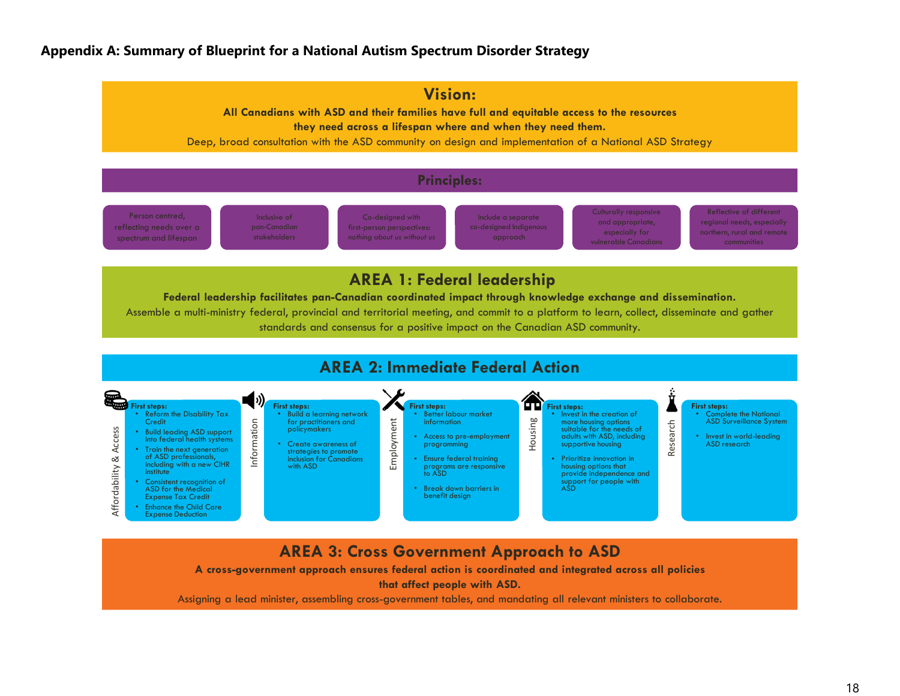# Appendix A: Summary of Blueprint for a National Autism Spectrum Disorder Strategy

## Vision:

**All Canadians with ASD and their families have full and equitable access to the resources they need across a lifespan where and when they need them.**

Deep, broad consultation with the ASD community on design and implementation of a National ASD Strategy

## Principles:

- Person centred, reflecting needs over a spectrum and lifespan
- Inclusive of pan-Canadian stakeholders
- Co-designed with first-person perspectives: *nothing about us without us*
- Include a separate co-designed Indigenous approach
- Culturally responsive and appropriate, especially for vulnerable Canadians
- Reflective of different regional needs, especially northern, rural and remote communities

## AREA 1: Federal leadership

**Federal leadership facilitates pan-Canadian coordinated impact through knowledge exchange and dissemination.**

Assemble a multi-ministry federal, provincial and territorial meeting, and commit to a platform to learn, collect, disseminate and gather standards and consensus for a positive impact on the Canadian ASD community.

## AREA 2: Immediate Federal Action

### Affordability & Access

**First steps:**

- Reform the Disability Tax Credit
- Build leading ASD support into federal health systems
- Train the next generation of ASD professionals, including with a new CIHR institute
- Consistent recognition of ASD for the Medical Expense Tax Credit
- Enhance the Child Care Expense Deduction

### Information

**First steps:**

- Build a learning network for practitioners and policymakers
- Create awareness of strategies to promote inclusion for Canadians with ASD

### Employment

**First steps:**

- Better labour market information
- Access to pre-employment programming
- Ensure federal training programs are responsive to ASD
- Break down barriers in benefit design

### Housing

**First steps:**

- Invest in the creation of more housing options suitable for the needs of adults with ASD, including supportive housing
- Prioritize innovation in housing options that provide independence and support for people with ASD

### Research

**First steps:**

- Complete the National ASD Surveillance System
- Invest in world-leading ASD research

## AREA 3: Cross Government Approach to ASD

**A cross-government approach ensures federal action is coordinated and integrated across all policies that affect people with ASD.**

Assigning a lead minister, assembling cross-government tables, and mandating all relevant ministers to collaborate.